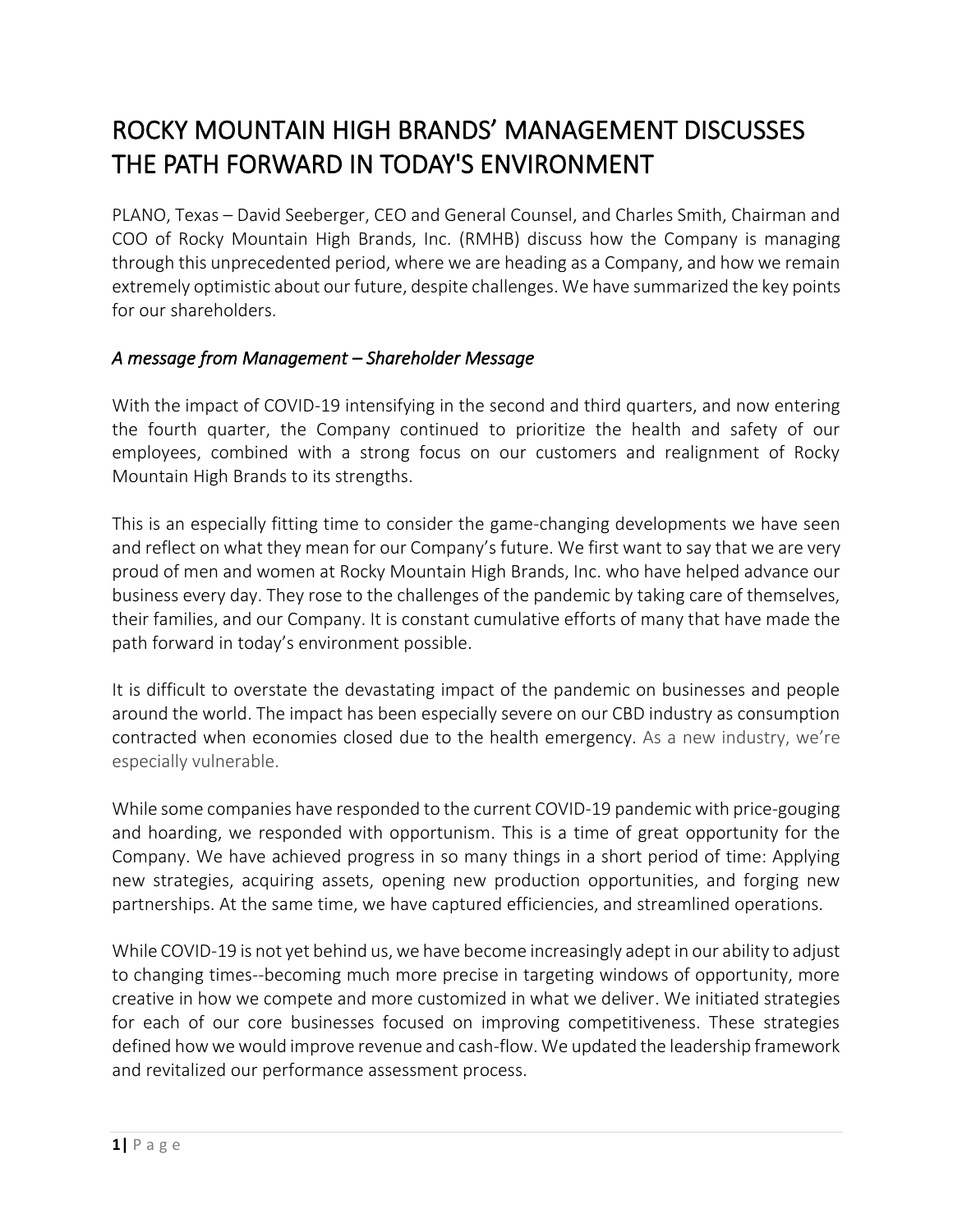# ROCKY MOUNTAIN HIGH BRANDS' MANAGEMENT DISCUSSES THE PATH FORWARD IN TODAY'S ENVIRONMENT

PLANO, Texas – David Seeberger, CEO and General Counsel, and Charles Smith, Chairman and COO of Rocky Mountain High Brands, Inc. (RMHB) discuss how the Company is managing through this unprecedented period, where we are heading as a Company, and how we remain extremely optimistic about our future, despite challenges. We have summarized the key points for our shareholders.

### *A message from Management – Shareholder Message*

With the impact of COVID-19 intensifying in the second and third quarters, and now entering the fourth quarter, the Company continued to prioritize the health and safety of our employees, combined with a strong focus on our customers and realignment of Rocky Mountain High Brands to its strengths.

This is an especially fitting time to consider the game-changing developments we have seen and reflect on what they mean for our Company's future. We first want to say that we are very proud of men and women at Rocky Mountain High Brands, Inc. who have helped advance our business every day. They rose to the challenges of the pandemic by taking care of themselves, their families, and our Company. It is constant cumulative efforts of many that have made the path forward in today's environment possible.

It is difficult to overstate the devastating impact of the pandemic on businesses and people around the world. The impact has been especially severe on our CBD industry as consumption contracted when economies closed due to the health emergency. As a new industry, we're especially vulnerable.

While some companies have responded to the current COVID-19 pandemic with price-gouging and hoarding, we responded with opportunism. This is a time of great opportunity for the Company. We have achieved progress in so many things in a short period of time: Applying new strategies, acquiring assets, opening new production opportunities, and forging new partnerships. At the same time, we have captured efficiencies, and streamlined operations.

While COVID-19 is not yet behind us, we have become increasingly adept in our ability to adjust to changing times--becoming much more precise in targeting windows of opportunity, more creative in how we compete and more customized in what we deliver. We initiated strategies for each of our core businesses focused on improving competitiveness. These strategies defined how we would improve revenue and cash-flow. We updated the leadership framework and revitalized our performance assessment process.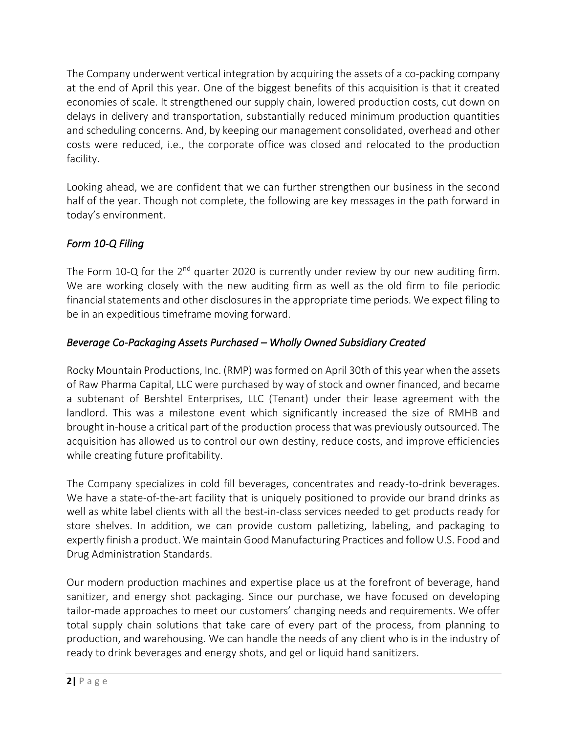The Company underwent vertical integration by acquiring the assets of a co-packing company at the end of April this year. One of the biggest benefits of this acquisition is that it created economies of scale. It strengthened our supply chain, lowered production costs, cut down on delays in delivery and transportation, substantially reduced minimum production quantities and scheduling concerns. And, by keeping our management consolidated, overhead and other costs were reduced, i.e., the corporate office was closed and relocated to the production facility.

Looking ahead, we are confident that we can further strengthen our business in the second half of the year. Though not complete, the following are key messages in the path forward in today's environment.

### *Form 10-Q Filing*

The Form 10-Q for the 2nd quarter 2020 is currently under review by our new auditing firm. We are working closely with the new auditing firm as well as the old firm to file periodic financial statements and other disclosures in the appropriate time periods. We expect filing to be in an expeditious timeframe moving forward.

### *Beverage Co-Packaging Assets Purchased – Wholly Owned Subsidiary Created*

Rocky Mountain Productions, Inc. (RMP) was formed on April 30th of this year when the assets of Raw Pharma Capital, LLC were purchased by way of stock and owner financed, and became a subtenant of Bershtel Enterprises, LLC (Tenant) under their lease agreement with the landlord. This was a milestone event which significantly increased the size of RMHB and brought in-house a critical part of the production process that was previously outsourced. The acquisition has allowed us to control our own destiny, reduce costs, and improve efficiencies while creating future profitability.

The Company specializes in cold fill beverages, concentrates and ready-to-drink beverages. We have a state-of-the-art facility that is uniquely positioned to provide our brand drinks as well as white label clients with all the best-in-class services needed to get products ready for store shelves. In addition, we can provide custom palletizing, labeling, and packaging to expertly finish a product. We maintain Good Manufacturing Practices and follow U.S. Food and Drug Administration Standards.

Our modern production machines and expertise place us at the forefront of beverage, hand sanitizer, and energy shot packaging. Since our purchase, we have focused on developing tailor-made approaches to meet our customers' changing needs and requirements. We offer total supply chain solutions that take care of every part of the process, from planning to production, and warehousing. We can handle the needs of any client who is in the industry of ready to drink beverages and energy shots, and gel or liquid hand sanitizers.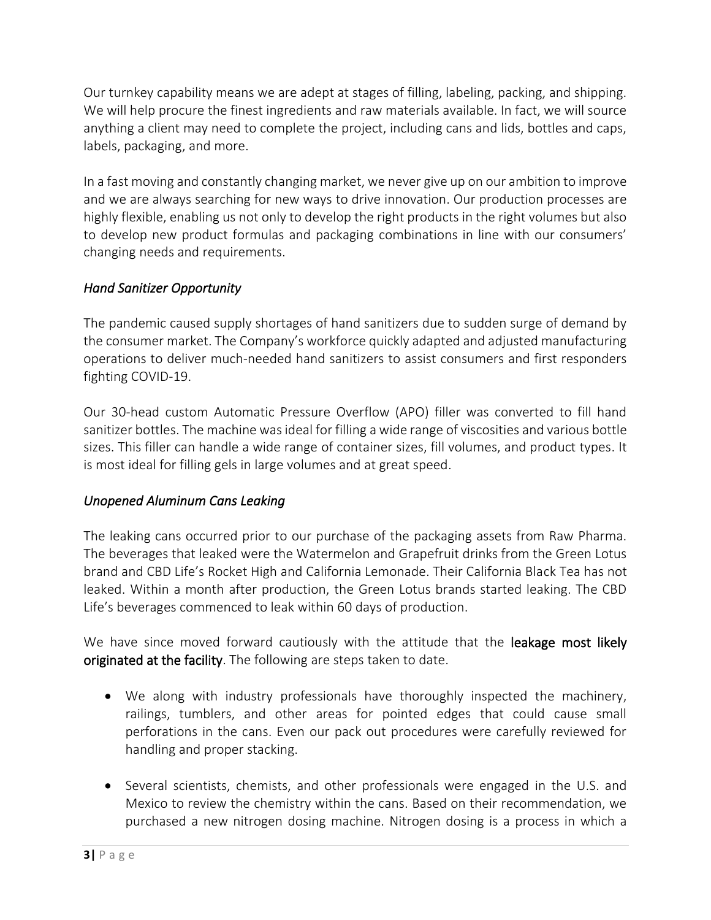Our turnkey capability means we are adept at stages of filling, labeling, packing, and shipping. We will help procure the finest ingredients and raw materials available. In fact, we will source anything a client may need to complete the project, including cans and lids, bottles and caps, labels, packaging, and more.

In a fast moving and constantly changing market, we never give up on our ambition to improve and we are always searching for new ways to drive innovation. Our production processes are highly flexible, enabling us not only to develop the right products in the right volumes but also to develop new product formulas and packaging combinations in line with our consumers' changing needs and requirements.

*Hand Sanitizer Opportunity*

The pandemic caused supply shortages of hand sanitizers due to sudden surge of demand by the consumer market. The Company's workforce quickly adapted and adjusted manufacturing operations to deliver much-needed hand sanitizers to assist consumers and first responders fighting COVID-19.

Our 30-head custom Automatic Pressure Overflow (APO) filler was converted to fill hand sanitizer bottles. The machine was ideal for filling a wide range of viscosities and various bottle sizes. This filler can handle a wide range of container sizes, fill volumes, and product types. It is most ideal for filling gels in large volumes and at great speed.

*Unopened Aluminum Cans Leaking*

The leaking cans occurred prior to our purchase of the packaging assets from Raw Pharma. The beverages that leaked were the Watermelon and Grapefruit drinks from the Green Lotus brand and CBD Life's Rocket High and California Lemonade. Their California Black Tea has not leaked. Within a month after production, the Green Lotus brands started leaking. The CBD Life's beverages commenced to leak within 60 days of production.

We have since moved forward cautiously with the attitude that the **leakage most likely originated at the facility**. The following are steps taken to date.

- We along with industry professionals have thoroughly inspected the machinery, railings, tumblers, and other areas for pointed edges that could cause small perforations in the cans. Even our pack out procedures were carefully reviewed for handling and proper stacking.

- Several scientists, chemists, and other professionals were engaged in the U.S. and Mexico to review the chemistry within the cans. Based on their recommendation, we purchased a new nitrogen dosing machine. Nitrogen dosing is a process in which a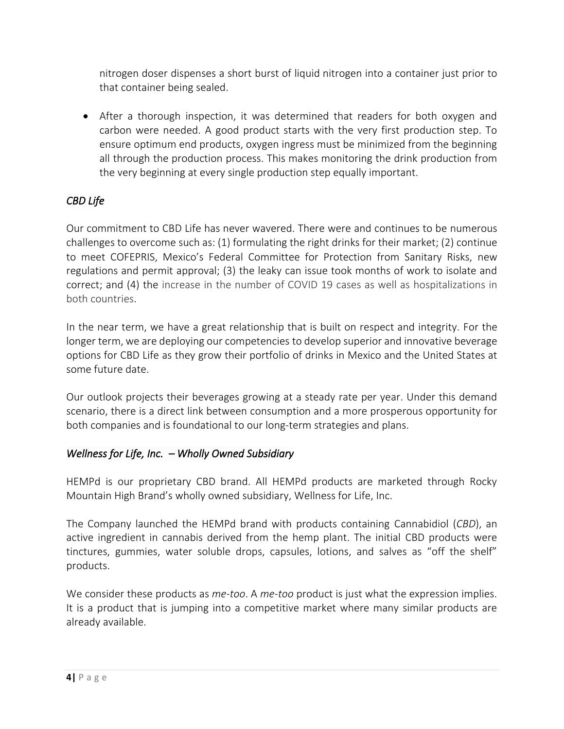nitrogen doser dispenses a short burst of liquid nitrogen into a container just prior to that container being sealed.

- After a thorough inspection, it was determined that readers for both oxygen and carbon were needed. A good product starts with the very first production step. To ensure optimum end products, oxygen ingress must be minimized from the beginning all through the production process. This makes monitoring the drink production from the very beginning at every single production step equally important.

*CBD Life*

Our commitment to CBD Life has never wavered. There were and continues to be numerous challenges to overcome such as: (1) formulating the right drinks for their market; (2) continue to meet COFEPRIS, Mexico's Federal Committee for Protection from Sanitary Risks, new regulations and permit approval; (3) the leaky can issue took months of work to isolate and correct; and (4) the increase in the number of COVID 19 cases as well as hospitalizations in both countries.

In the near term, we have a great relationship that is built on respect and integrity. For the longer term, we are deploying our competencies to develop superior and innovative beverage options for CBD Life as they grow their portfolio of drinks in Mexico and the United States at some future date.

Our outlook projects their beverages growing at a steady rate per year. Under this demand scenario, there is a direct link between consumption and a more prosperous opportunity for both companies and is foundational to our long-term strategies and plans.

*Wellness for Life, Inc. – Wholly Owned Subsidiary*

HEMPd is our proprietary CBD brand. All HEMPd products are marketed through Rocky Mountain High Brand's wholly owned subsidiary, Wellness for Life, Inc.

The Company launched the HEMPd brand with products containing Cannabidiol (*CBD*), an active ingredient in cannabis derived from the hemp plant. The initial CBD products were tinctures, gummies, water soluble drops, capsules, lotions, and salves as "off the shelf" products.

We consider these products as *me-too*. A *me-too* product is just what the expression implies. It is a product that is jumping into a competitive market where many similar products are already available.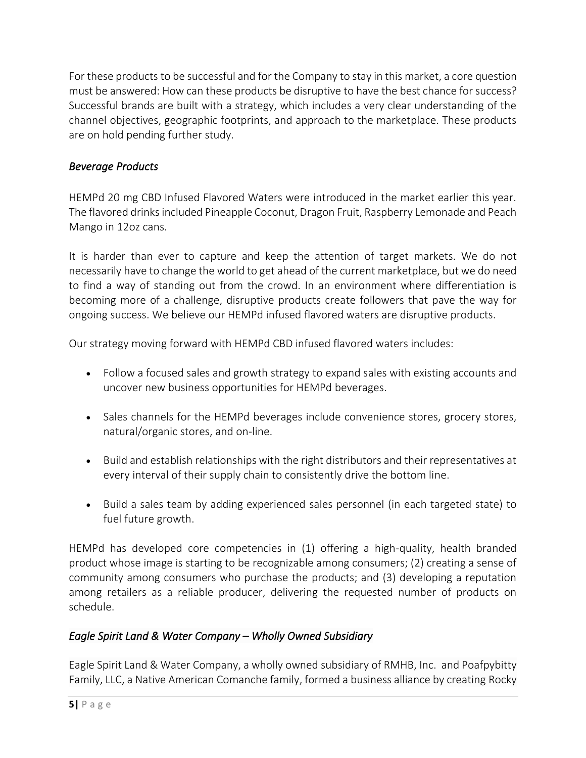For these products to be successful and for the Company to stay in this market, a core question must be answered: How can these products be disruptive to have the best chance for success? Successful brands are built with a strategy, which includes a very clear understanding of the channel objectives, geographic footprints, and approach to the marketplace. These products are on hold pending further study.

*Beverage Products*

HEMPd 20 mg CBD Infused Flavored Waters were introduced in the market earlier this year. The flavored drinks included Pineapple Coconut, Dragon Fruit, Raspberry Lemonade and Peach Mango in 12oz cans.

It is harder than ever to capture and keep the attention of target markets. We do not necessarily have to change the world to get ahead of the current marketplace, but we do need to find a way of standing out from the crowd. In an environment where differentiation is becoming more of a challenge, disruptive products create followers that pave the way for ongoing success. We believe our HEMPd infused flavored waters are disruptive products.

Our strategy moving forward with HEMPd CBD infused flavored waters includes:

- Follow a focused sales and growth strategy to expand sales with existing accounts and uncover new business opportunities for HEMPd beverages.
- Sales channels for the HEMPd beverages include convenience stores, grocery stores, natural/organic stores, and on-line.
- Build and establish relationships with the right distributors and their representatives at every interval of their supply chain to consistently drive the bottom line.
- Build a sales team by adding experienced sales personnel (in each targeted state) to fuel future growth.

HEMPd has developed core competencies in (1) offering a high-quality, health branded product whose image is starting to be recognizable among consumers; (2) creating a sense of community among consumers who purchase the products; and (3) developing a reputation among retailers as a reliable producer, delivering the requested number of products on schedule.

*Eagle Spirit Land & Water Company – Wholly Owned Subsidiary*

Eagle Spirit Land & Water Company, a wholly owned subsidiary of RMHB, Inc. and Poafpybitty Family, LLC, a Native American Comanche family, formed a business alliance by creating Rocky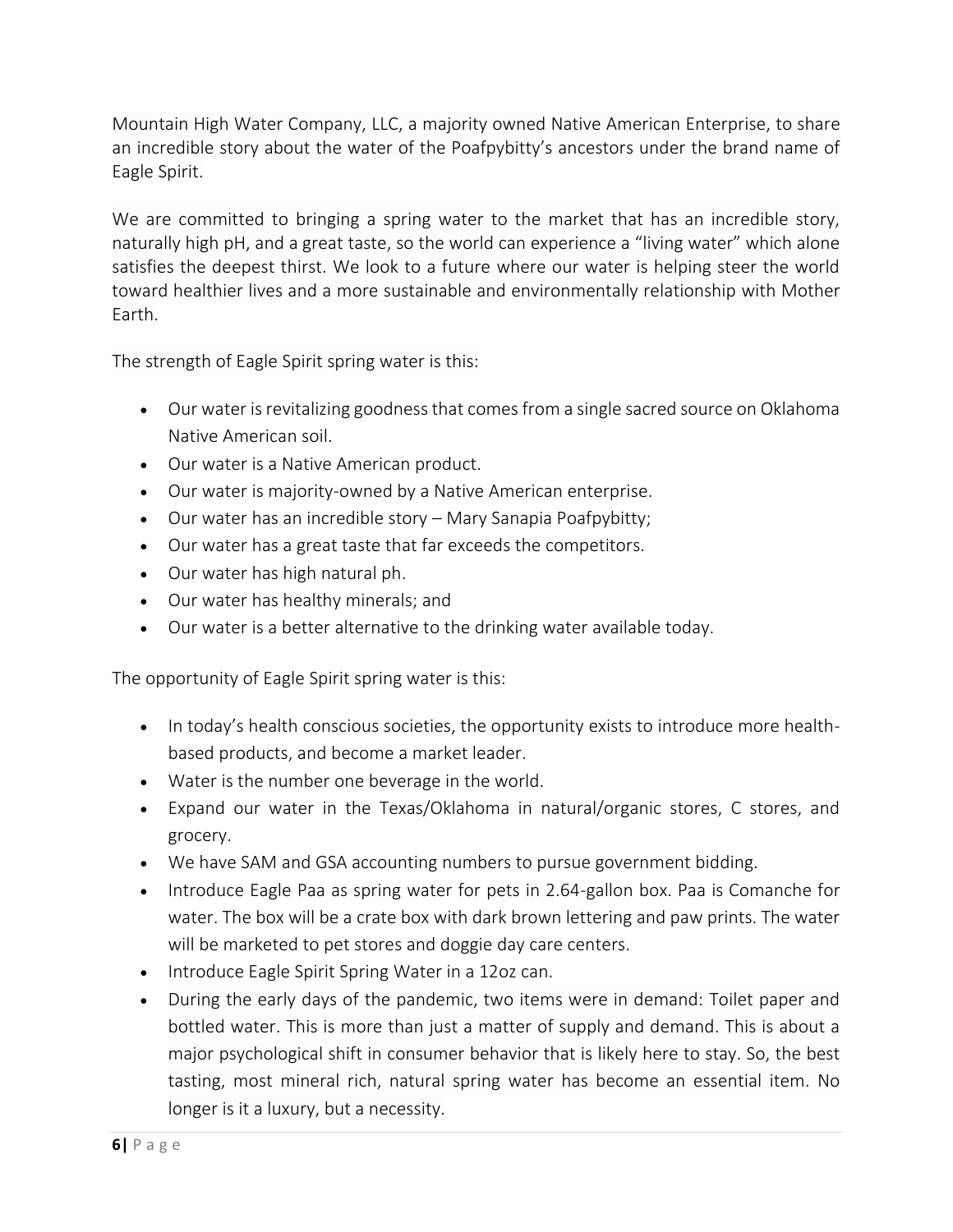Mountain High Water Company, LLC, a majority owned Native American Enterprise, to share an incredible story about the water of the Poafpybitty's ancestors under the brand name of Eagle Spirit.

We are committed to bringing a spring water to the market that has an incredible story, naturally high pH, and a great taste, so the world can experience a "living water" which alone satisfies the deepest thirst. We look to a future where our water is helping steer the world toward healthier lives and a more sustainable and environmentally relationship with Mother Earth.

The strength of Eagle Spirit spring water is this:

- Our water is revitalizing goodness that comes from a single sacred source on Oklahoma Native American soil.
- Our water is a Native American product.
- Our water is majority-owned by a Native American enterprise.
- Our water has an incredible story – Mary Sanapia Poafpybitty;
- Our water has a great taste that far exceeds the competitors.
- Our water has high natural ph.
- Our water has healthy minerals; and
- Our water is a better alternative to the drinking water available today.

The opportunity of Eagle Spirit spring water is this:

- In today's health conscious societies, the opportunity exists to introduce more health-based products, and become a market leader.
- Water is the number one beverage in the world.
- Expand our water in the Texas/Oklahoma in natural/organic stores, C stores, and grocery.
- We have SAM and GSA accounting numbers to pursue government bidding.
- Introduce Eagle Paa as spring water for pets in 2.64-gallon box. Paa is Comanche for water. The box will be a crate box with dark brown lettering and paw prints. The water will be marketed to pet stores and doggie day care centers.
- Introduce Eagle Spirit Spring Water in a 12oz can.
- During the early days of the pandemic, two items were in demand: Toilet paper and bottled water. This is more than just a matter of supply and demand. This is about a major psychological shift in consumer behavior that is likely here to stay. So, the best tasting, most mineral rich, natural spring water has become an essential item. No longer is it a luxury, but a necessity.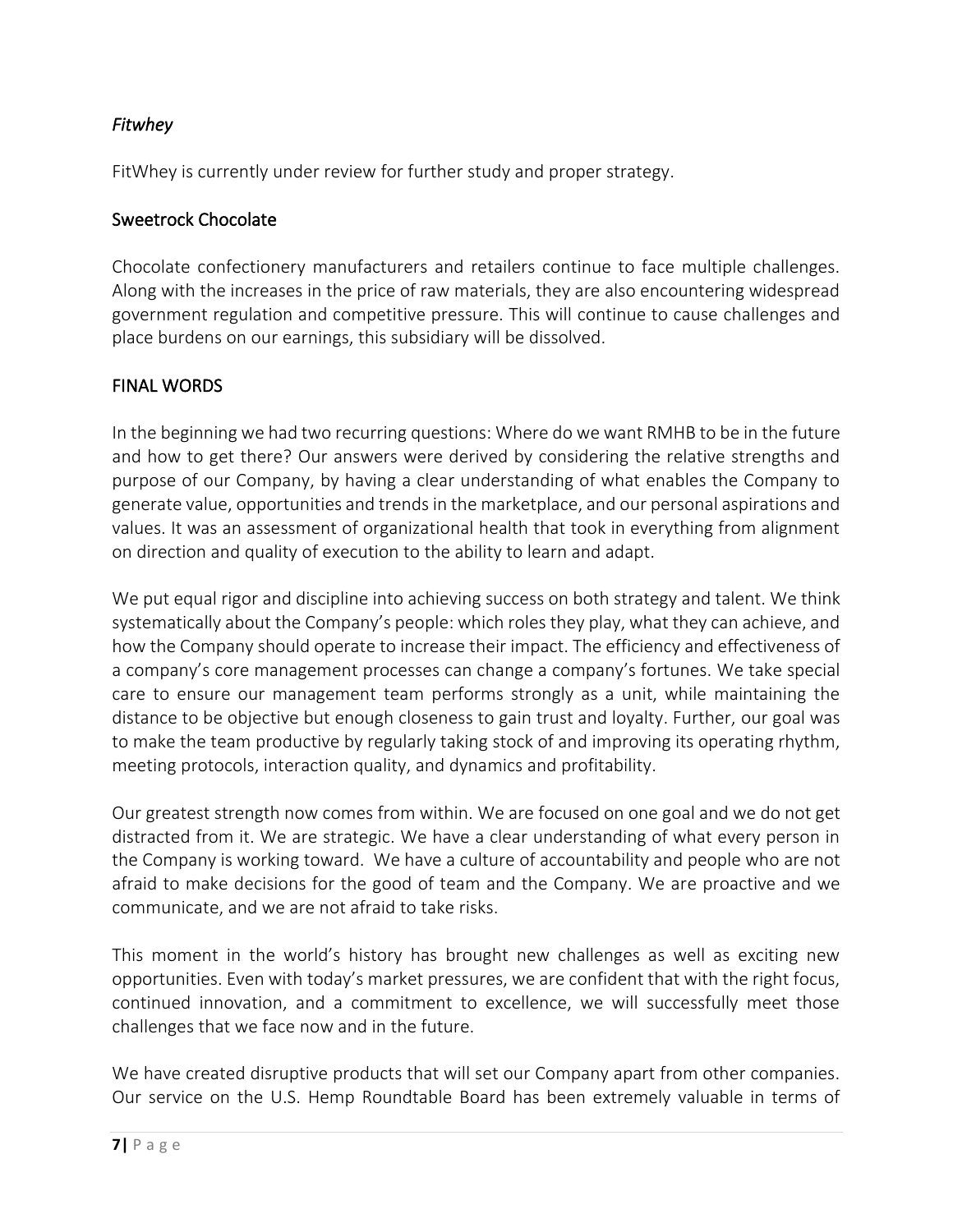### *Fitwhey*

FitWhey is currently under review for further study and proper strategy.

### Sweetrock Chocolate

Chocolate confectionery manufacturers and retailers continue to face multiple challenges. Along with the increases in the price of raw materials, they are also encountering widespread government regulation and competitive pressure. This will continue to cause challenges and place burdens on our earnings, this subsidiary will be dissolved.

## FINAL WORDS

In the beginning we had two recurring questions: Where do we want RMHB to be in the future and how to get there? Our answers were derived by considering the relative strengths and purpose of our Company, by having a clear understanding of what enables the Company to generate value, opportunities and trends in the marketplace, and our personal aspirations and values. It was an assessment of organizational health that took in everything from alignment on direction and quality of execution to the ability to learn and adapt.

We put equal rigor and discipline into achieving success on both strategy and talent. We think systematically about the Company's people: which roles they play, what they can achieve, and how the Company should operate to increase their impact. The efficiency and effectiveness of a company's core management processes can change a company's fortunes. We take special care to ensure our management team performs strongly as a unit, while maintaining the distance to be objective but enough closeness to gain trust and loyalty. Further, our goal was to make the team productive by regularly taking stock of and improving its operating rhythm, meeting protocols, interaction quality, and dynamics and profitability.

Our greatest strength now comes from within. We are focused on one goal and we do not get distracted from it. We are strategic. We have a clear understanding of what every person in the Company is working toward. We have a culture of accountability and people who are not afraid to make decisions for the good of team and the Company. We are proactive and we communicate, and we are not afraid to take risks.

This moment in the world's history has brought new challenges as well as exciting new opportunities. Even with today's market pressures, we are confident that with the right focus, continued innovation, and a commitment to excellence, we will successfully meet those challenges that we face now and in the future.

We have created disruptive products that will set our Company apart from other companies. Our service on the U.S. Hemp Roundtable Board has been extremely valuable in terms of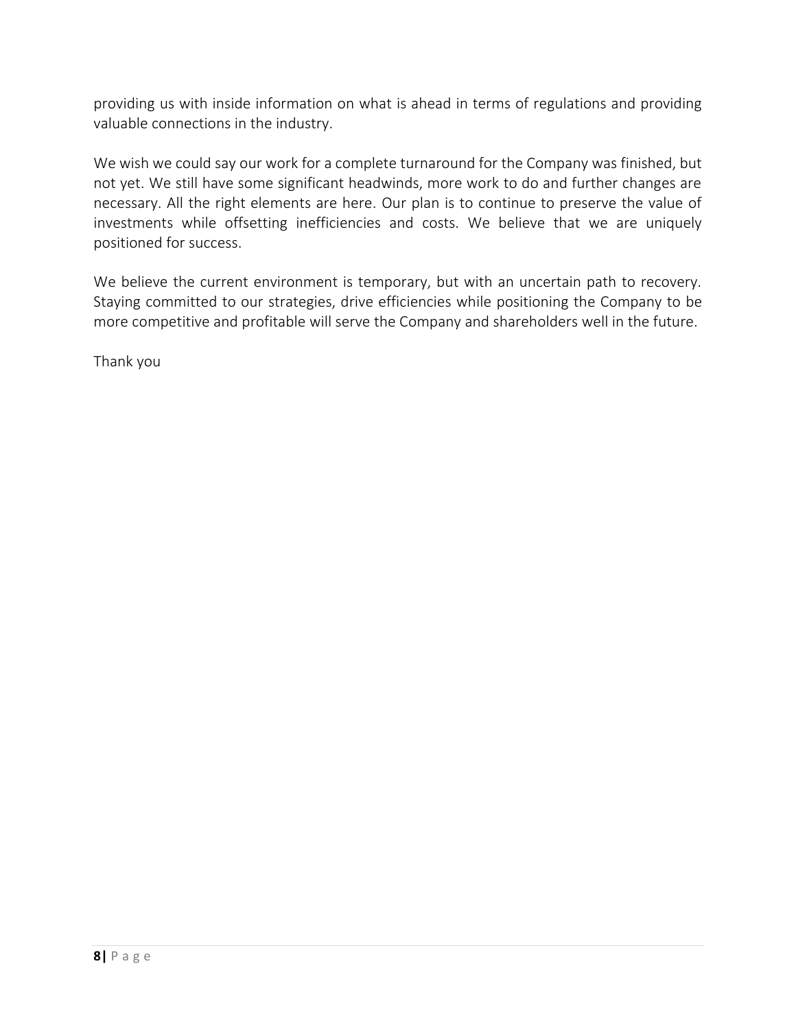providing us with inside information on what is ahead in terms of regulations and providing valuable connections in the industry.

We wish we could say our work for a complete turnaround for the Company was finished, but not yet. We still have some significant headwinds, more work to do and further changes are necessary. All the right elements are here. Our plan is to continue to preserve the value of investments while offsetting inefficiencies and costs. We believe that we are uniquely positioned for success.

We believe the current environment is temporary, but with an uncertain path to recovery. Staying committed to our strategies, drive efficiencies while positioning the Company to be more competitive and profitable will serve the Company and shareholders well in the future.

Thank you